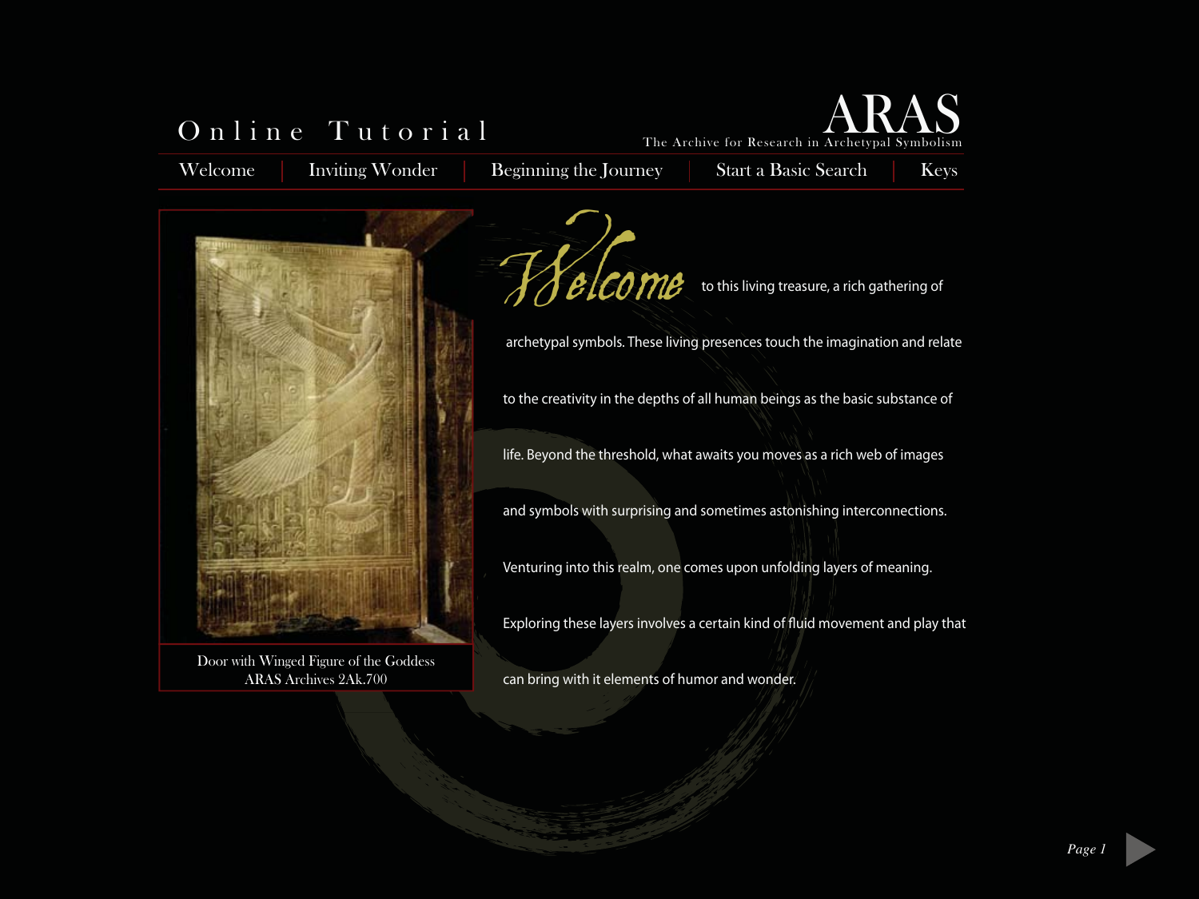# Online Tutorial

**ARAS**
The Archive for Research in Archetypal Symbolism

Welcome | Inviting Wonder | Beginning the Journey | Start a Basic Search | Keys

Door with Winged Figure of the Goddess
ARAS Archives 2Ak.700

*Welcome* to this living treasure, a rich gathering of archetypal symbols. These living presences touch the imagination and relate to the creativity in the depths of all human beings as the basic substance of life. Beyond the threshold, what awaits you moves as a rich web of images and symbols with surprising and sometimes astonishing interconnections. Venturing into this realm, one comes upon unfolding layers of meaning. Exploring these layers involves a certain kind of fluid movement and play that can bring with it elements of humor and wonder.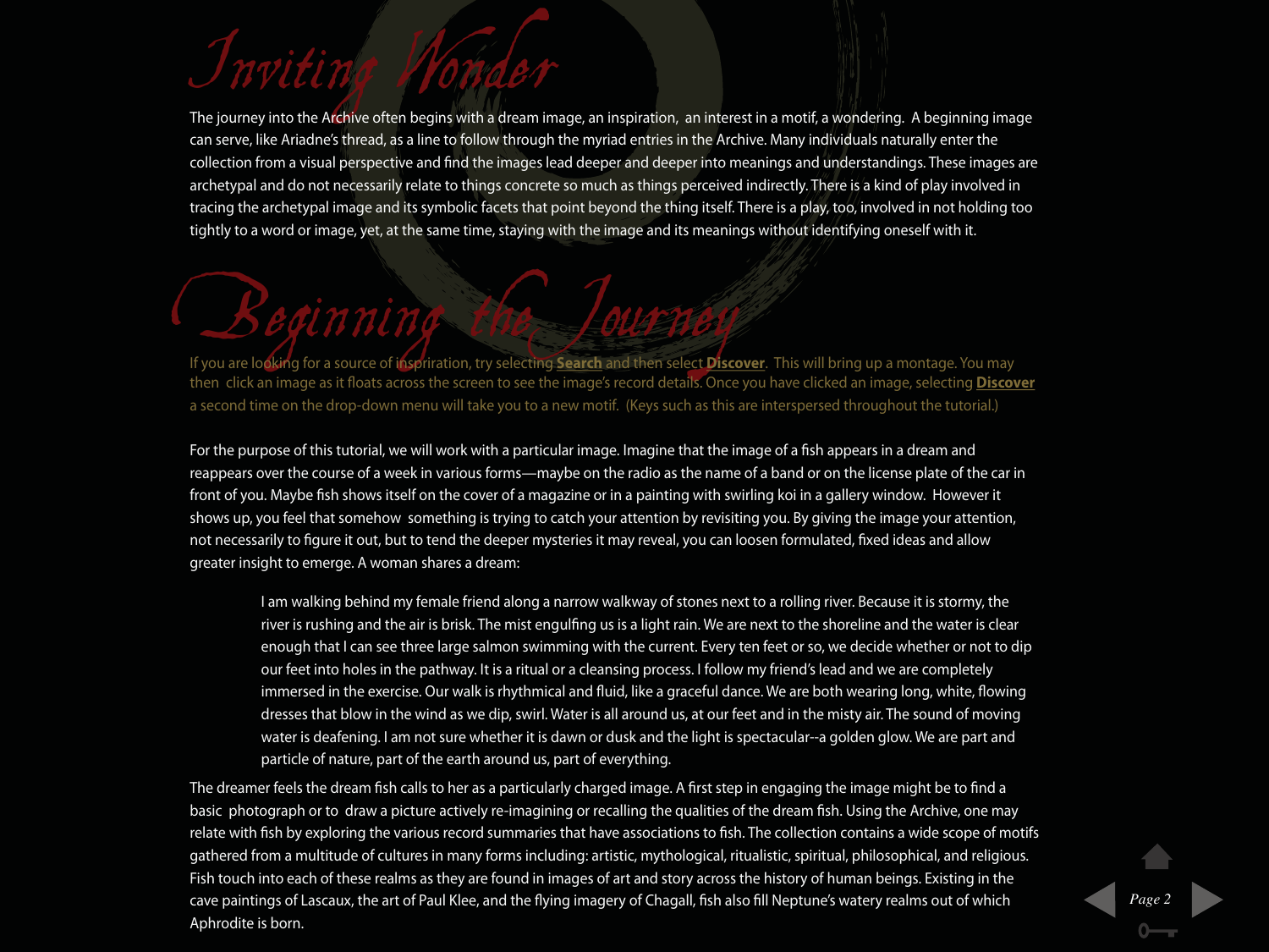# Inviting Wonder

The journey into the Archive often begins with a dream image, an inspiration, an interest in a motif, a wondering. A beginning image can serve, like Ariadne's thread, as a line to follow through the myriad entries in the Archive. Many individuals naturally enter the collection from a visual perspective and find the images lead deeper and deeper into meanings and understandings. These images are archetypal and do not necessarily relate to things concrete so much as things perceived indirectly. There is a kind of play involved in tracing the archetypal image and its symbolic facets that point beyond the thing itself. There is a play, too, involved in not holding too tightly to a word or image, yet, at the same time, staying with the image and its meanings without identifying oneself with it.

# Beginning the Journey

If you are looking for a source of inspiration, try selecting **Search** and then select **Discover**. This will bring up a montage. You may then click an image as it floats across the screen to see the image's record details. Once you have clicked an image, selecting **Discover** a second time on the drop-down menu will take you to a new motif. (Keys such as this are interspersed throughout the tutorial.)

For the purpose of this tutorial, we will work with a particular image. Imagine that the image of a fish appears in a dream and reappears over the course of a week in various forms—maybe on the radio as the name of a band or on the license plate of the car in front of you. Maybe fish shows itself on the cover of a magazine or in a painting with swirling koi in a gallery window. However it shows up, you feel that somehow something is trying to catch your attention by revisiting you. By giving the image your attention, not necessarily to figure it out, but to tend the deeper mysteries it may reveal, you can loosen formulated, fixed ideas and allow greater insight to emerge. A woman shares a dream:

> I am walking behind my female friend along a narrow walkway of stones next to a rolling river. Because it is stormy, the river is rushing and the air is brisk. The mist engulfing us is a light rain. We are next to the shoreline and the water is clear enough that I can see three large salmon swimming with the current. Every ten feet or so, we decide whether or not to dip our feet into holes in the pathway. It is a ritual or a cleansing process. I follow my friend's lead and we are completely immersed in the exercise. Our walk is rhythmical and fluid, like a graceful dance. We are both wearing long, white, flowing dresses that blow in the wind as we dip, swirl. Water is all around us, at our feet and in the misty air. The sound of moving water is deafening. I am not sure whether it is dawn or dusk and the light is spectacular--a golden glow. We are part and particle of nature, part of the earth around us, part of everything.

The dreamer feels the dream fish calls to her as a particularly charged image. A first step in engaging the image might be to find a basic photograph or to draw a picture actively re-imagining or recalling the qualities of the dream fish. Using the Archive, one may relate with fish by exploring the various record summaries that have associations to fish. The collection contains a wide scope of motifs gathered from a multitude of cultures in many forms including: artistic, mythological, ritualistic, spiritual, philosophical, and religious. Fish touch into each of these realms as they are found in images of art and story across the history of human beings. Existing in the cave paintings of Lascaux, the art of Paul Klee, and the flying imagery of Chagall, fish also fill Neptune's watery realms out of which Aphrodite is born.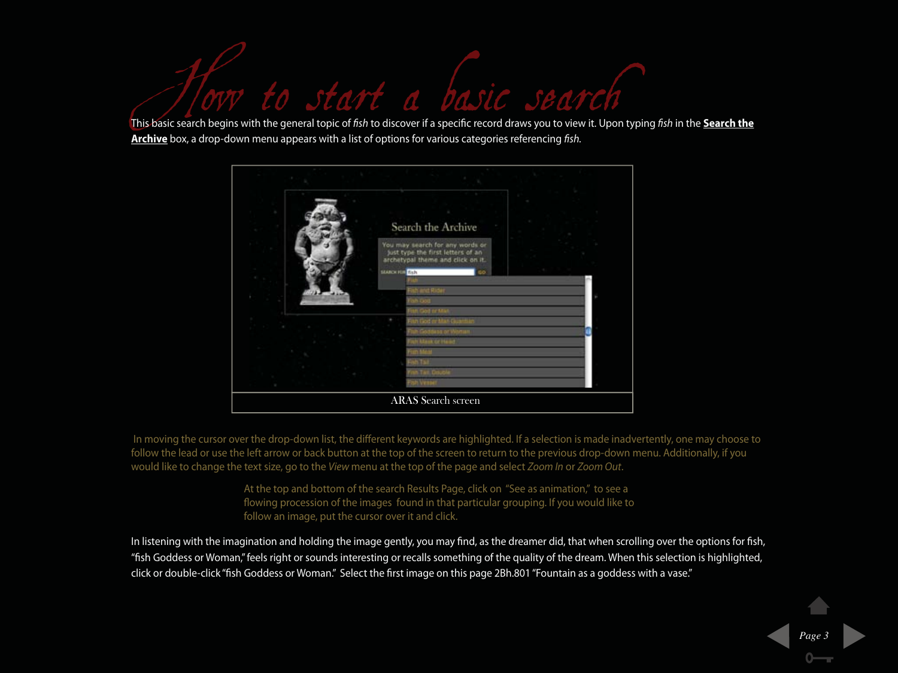# How to start a basic search

This basic search begins with the general topic of *fish* to discover if a specific record draws you to view it. Upon typing *fish* in the **Search the Archive** box, a drop-down menu appears with a list of options for various categories referencing *fish*.

ARAS Search screen

In moving the cursor over the drop-down list, the different keywords are highlighted. If a selection is made inadvertently, one may choose to follow the lead or use the left arrow or back button at the top of the screen to return to the previous drop-down menu. Additionally, if you would like to change the text size, go to the *View* menu at the top of the page and select *Zoom In* or *Zoom Out*.

At the top and bottom of the search Results Page, click on "See as animation," to see a flowing procession of the images found in that particular grouping. If you would like to follow an image, put the cursor over it and click.

In listening with the imagination and holding the image gently, you may find, as the dreamer did, that when scrolling over the options for fish, "fish Goddess or Woman," feels right or sounds interesting or recalls something of the quality of the dream. When this selection is highlighted, click or double-click "fish Goddess or Woman." Select the first image on this page 2Bh.801 "Fountain as a goddess with a vase."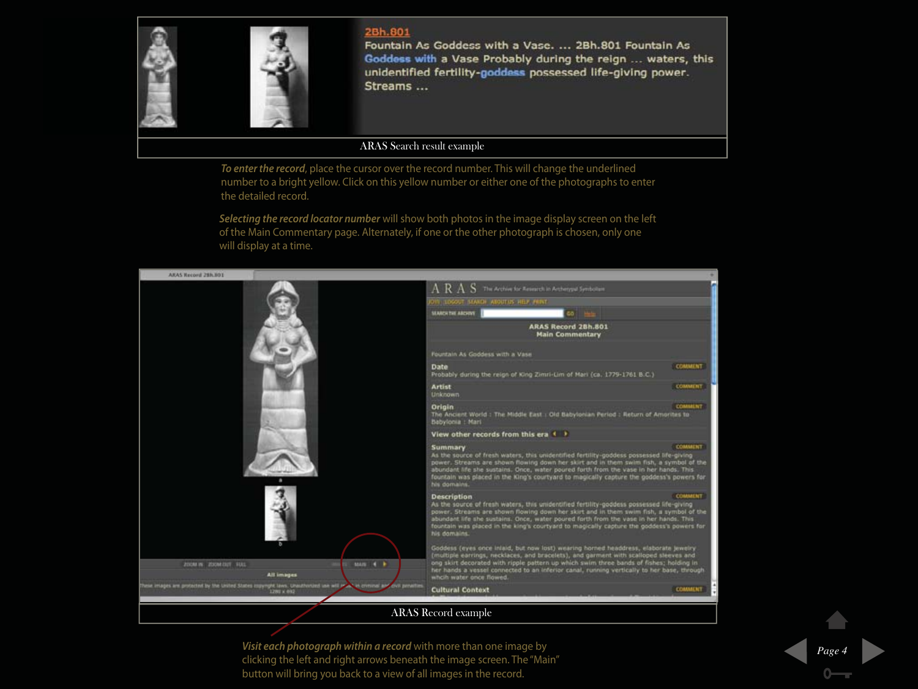ARAS Search result example

*To enter the record*, place the cursor over the record number. This will change the underlined number to a bright yellow. Click on this yellow number or either one of the photographs to enter the detailed record.

*Selecting the record locator number* will show both photos in the image display screen on the left of the Main Commentary page. Alternately, if one or the other photograph is chosen, only one will display at a time.

ARAS Record example

*Visit each photograph within a record* with more than one image by clicking the left and right arrows beneath the image screen. The "Main" button will bring you back to a view of all images in the record.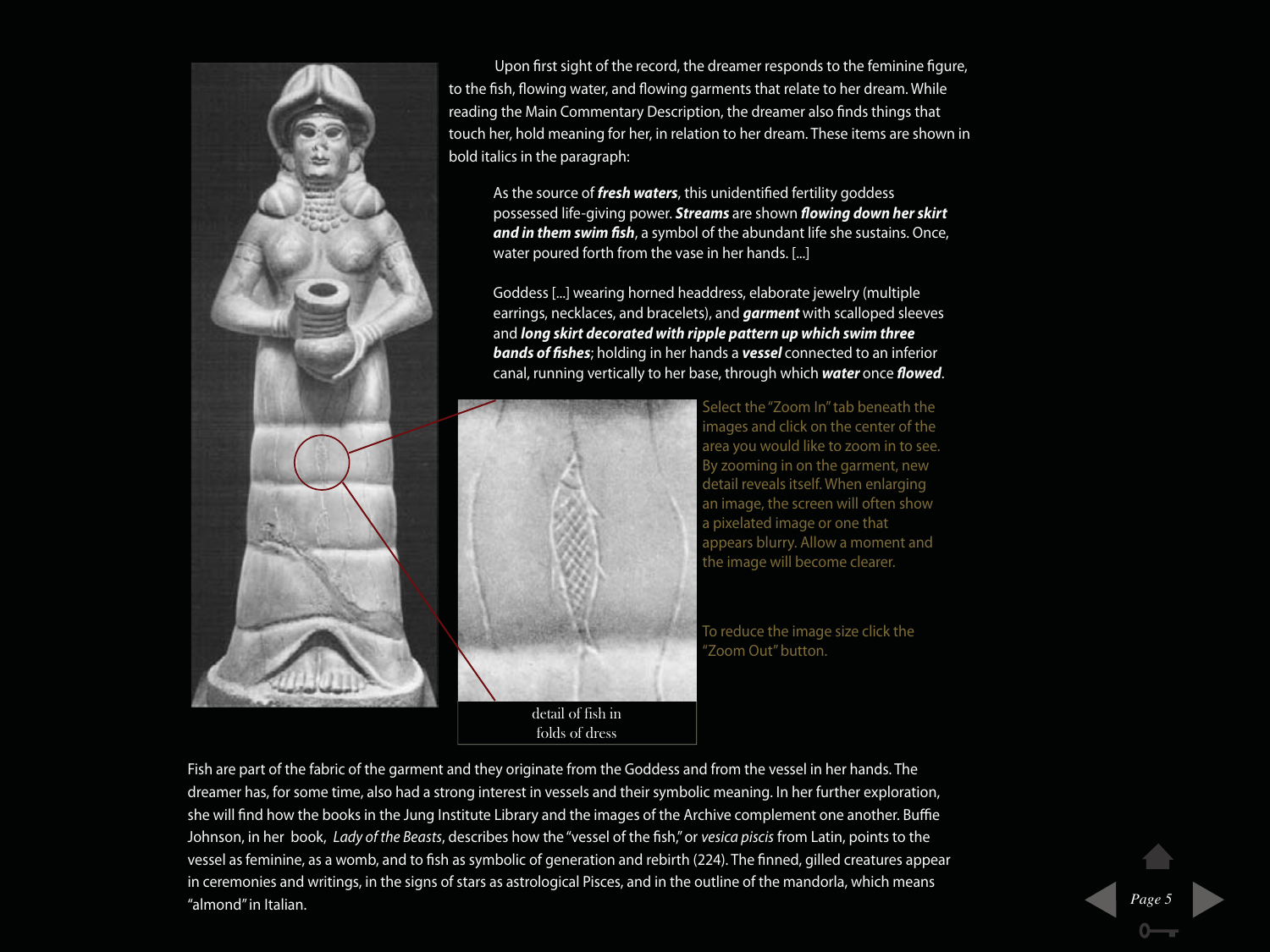Upon first sight of the record, the dreamer responds to the feminine figure, to the fish, flowing water, and flowing garments that relate to her dream. While reading the Main Commentary Description, the dreamer also finds things that touch her, hold meaning for her, in relation to her dream. These items are shown in bold italics in the paragraph:

> As the source of ***fresh waters***, this unidentified fertility goddess possessed life-giving power. ***Streams*** are shown ***flowing down her skirt and in them swim fish***, a symbol of the abundant life she sustains. Once, water poured forth from the vase in her hands. [...]
>
> Goddess [...] wearing horned headdress, elaborate jewelry (multiple earrings, necklaces, and bracelets), and ***garment*** with scalloped sleeves and ***long skirt decorated with ripple pattern up which swim three bands of fishes***; holding in her hands a ***vessel*** connected to an inferior canal, running vertically to her base, through which ***water*** once ***flowed***.

detail of fish in folds of dress

Select the "Zoom In" tab beneath the images and click on the center of the area you would like to zoom in to see. By zooming in on the garment, new detail reveals itself. When enlarging an image, the screen will often show a pixelated image or one that appears blurry. Allow a moment and the image will become clearer.

To reduce the image size click the "Zoom Out" button.

Fish are part of the fabric of the garment and they originate from the Goddess and from the vessel in her hands. The dreamer has, for some time, also had a strong interest in vessels and their symbolic meaning. In her further exploration, she will find how the books in the Jung Institute Library and the images of the Archive complement one another. Buffie Johnson, in her book, *Lady of the Beasts*, describes how the "vessel of the fish," or *vesica piscis* from Latin, points to the vessel as feminine, as a womb, and to fish as symbolic of generation and rebirth (224). The finned, gilled creatures appear in ceremonies and writings, in the signs of stars as astrological Pisces, and in the outline of the mandorla, which means "almond" in Italian.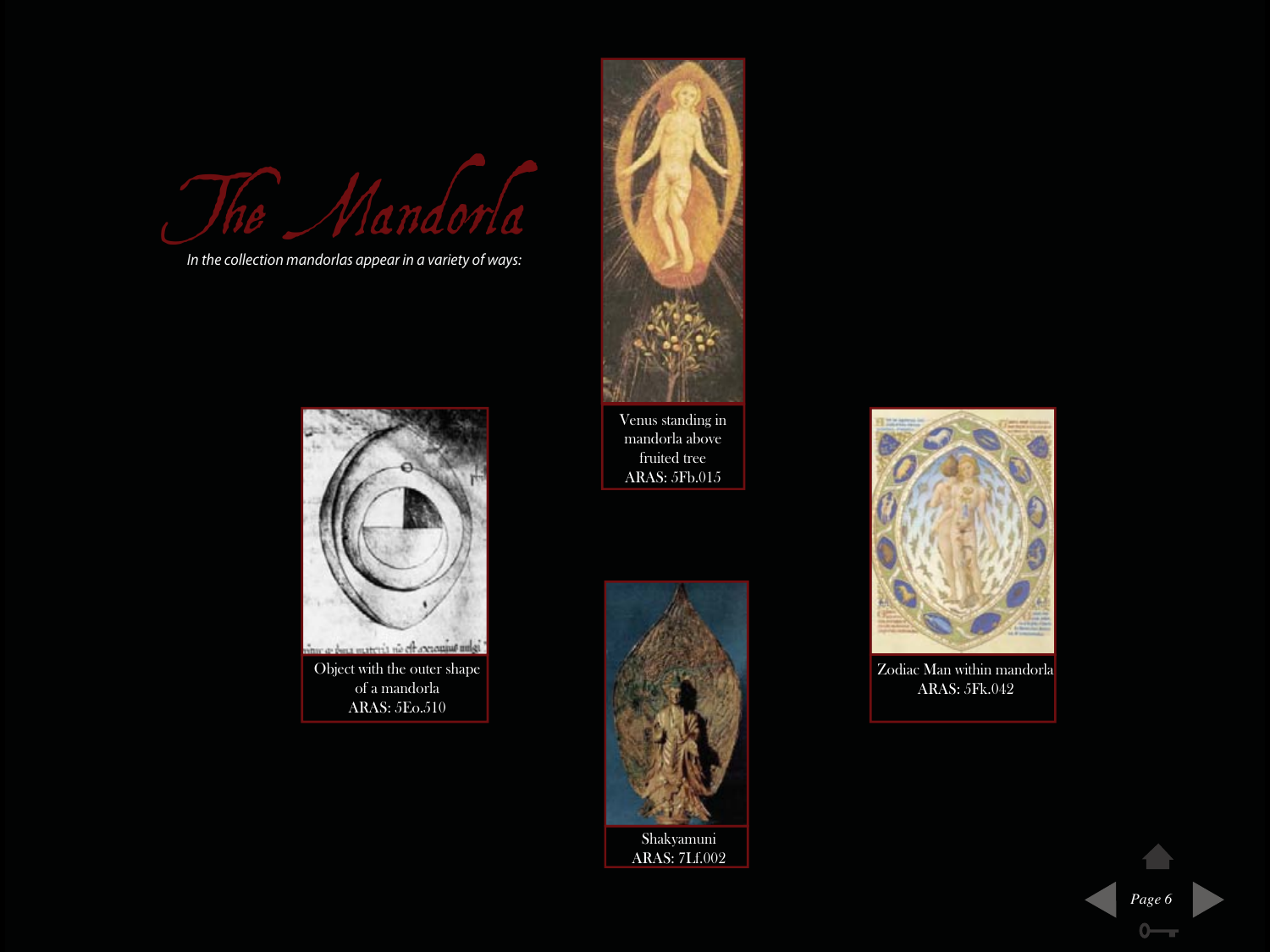# The Mandorla

*In the collection mandorlas appear in a variety of ways:*

Venus standing in mandorla above fruited tree
ARAS: 5Fb.015

Object with the outer shape of a mandorla
ARAS: 5Eo.510

Zodiac Man within mandorla
ARAS: 5Fk.042

Shakyamuni
ARAS: 7Lf.002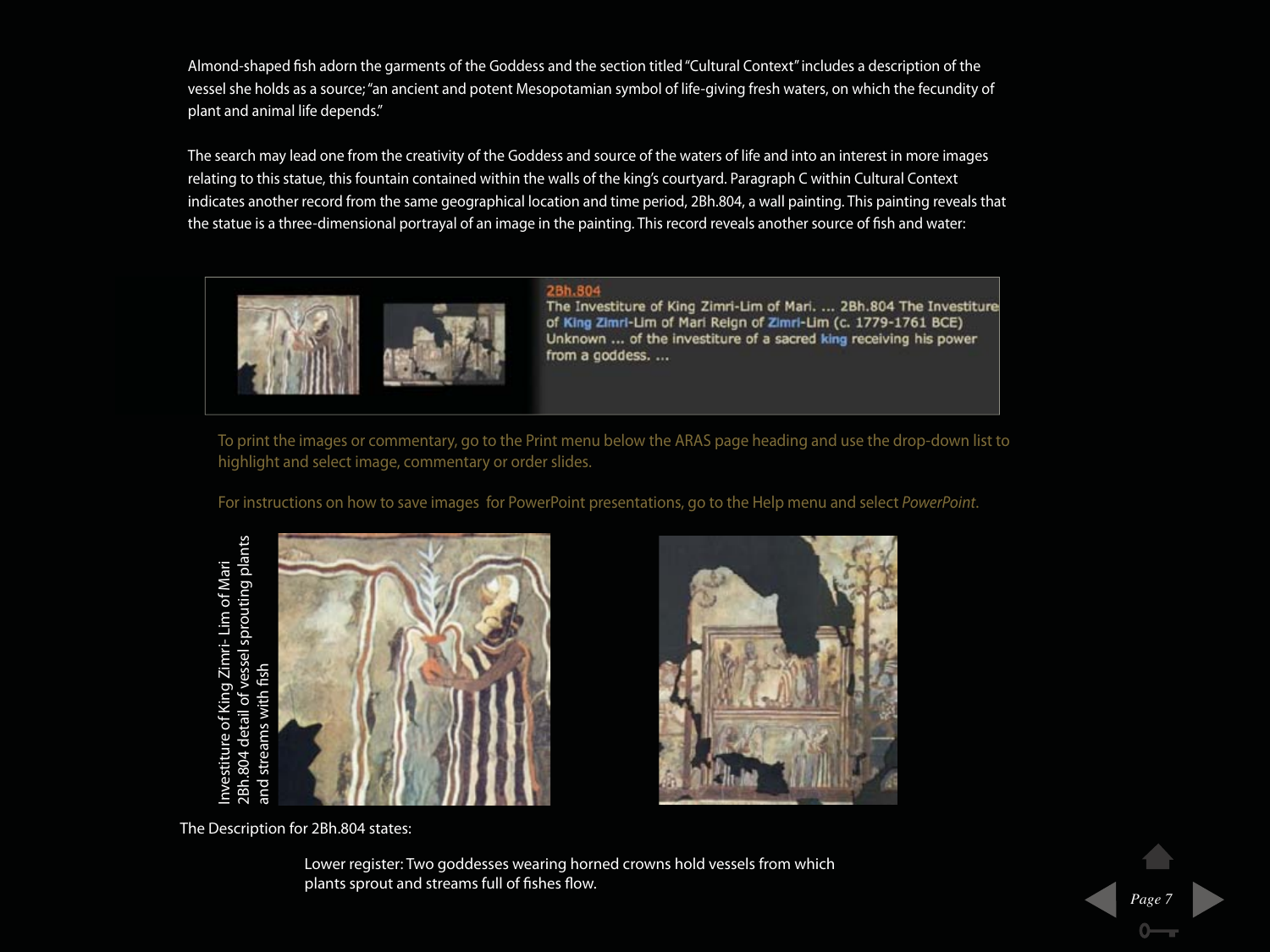Almond-shaped fish adorn the garments of the Goddess and the section titled "Cultural Context" includes a description of the vessel she holds as a source; "an ancient and potent Mesopotamian symbol of life-giving fresh waters, on which the fecundity of plant and animal life depends."

The search may lead one from the creativity of the Goddess and source of the waters of life and into an interest in more images relating to this statue, this fountain contained within the walls of the king's courtyard. Paragraph C within Cultural Context indicates another record from the same geographical location and time period, 2Bh.804, a wall painting. This painting reveals that the statue is a three-dimensional portrayal of an image in the painting. This record reveals another source of fish and water:

2Bh.804
The Investiture of King Zimri-Lim of Mari. ... 2Bh.804 The Investiture of King Zimri-Lim of Mari Reign of Zimri-Lim (c. 1779-1761 BCE) Unknown ... of the investiture of a sacred king receiving his power from a goddess. ...

To print the images or commentary, go to the Print menu below the ARAS page heading and use the drop-down list to highlight and select image, commentary or order slides.

For instructions on how to save images for PowerPoint presentations, go to the Help menu and select *PowerPoint*.

Investiture of King Zimri- Lim of Mari
2Bh.804 detail of vessel sprouting plants and streams with fish

The Description for 2Bh.804 states:

> Lower register: Two goddesses wearing horned crowns hold vessels from which plants sprout and streams full of fishes flow.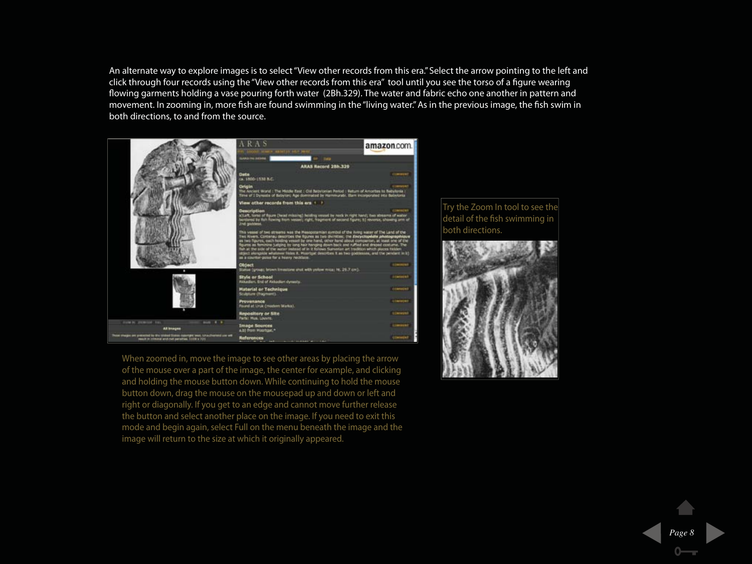An alternate way to explore images is to select "View other records from this era." Select the arrow pointing to the left and click through four records using the "View other records from this era" tool until you see the torso of a figure wearing flowing garments holding a vase pouring forth water (2Bh.329). The water and fabric echo one another in pattern and movement. In zooming in, more fish are found swimming in the "living water." As in the previous image, the fish swim in both directions, to and from the source.

Try the Zoom In tool to see the detail of the fish swimming in both directions.

When zoomed in, move the image to see other areas by placing the arrow of the mouse over a part of the image, the center for example, and clicking and holding the mouse button down. While continuing to hold the mouse button down, drag the mouse on the mousepad up and down or left and right or diagonally. If you get to an edge and cannot move further release the button and select another place on the image. If you need to exit this mode and begin again, select Full on the menu beneath the image and the image will return to the size at which it originally appeared.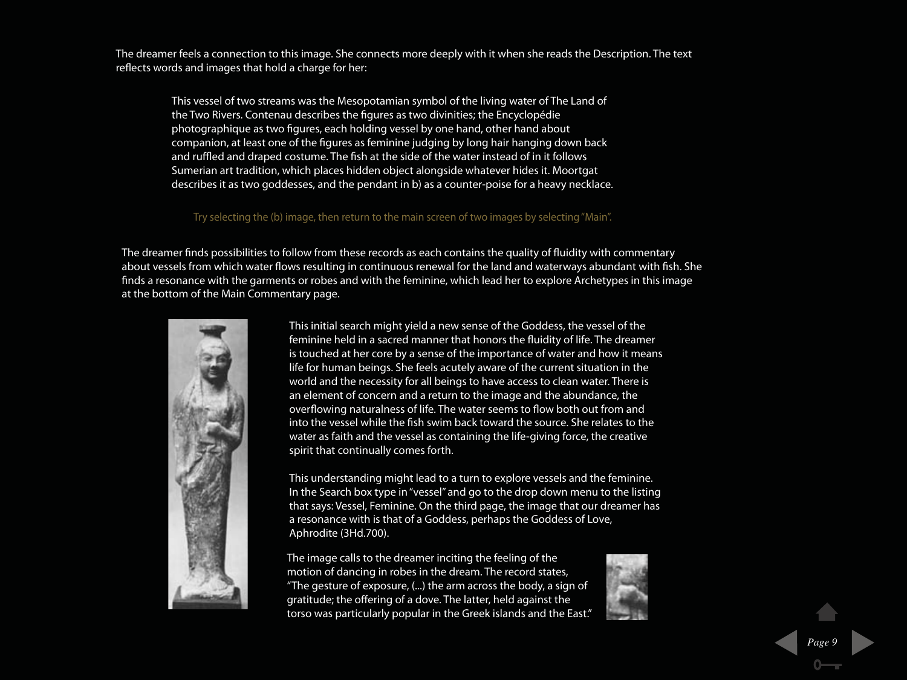The dreamer feels a connection to this image. She connects more deeply with it when she reads the Description. The text reflects words and images that hold a charge for her:

> This vessel of two streams was the Mesopotamian symbol of the living water of The Land of the Two Rivers. Contenau describes the figures as two divinities; the Encyclopédie photographique as two figures, each holding vessel by one hand, other hand about companion, at least one of the figures as feminine judging by long hair hanging down back and ruffled and draped costume. The fish at the side of the water instead of in it follows Sumerian art tradition, which places hidden object alongside whatever hides it. Moortgat describes it as two goddesses, and the pendant in b) as a counter-poise for a heavy necklace.

Try selecting the (b) image, then return to the main screen of two images by selecting "Main".

The dreamer finds possibilities to follow from these records as each contains the quality of fluidity with commentary about vessels from which water flows resulting in continuous renewal for the land and waterways abundant with fish. She finds a resonance with the garments or robes and with the feminine, which lead her to explore Archetypes in this image at the bottom of the Main Commentary page.

This initial search might yield a new sense of the Goddess, the vessel of the feminine held in a sacred manner that honors the fluidity of life. The dreamer is touched at her core by a sense of the importance of water and how it means life for human beings. She feels acutely aware of the current situation in the world and the necessity for all beings to have access to clean water. There is an element of concern and a return to the image and the abundance, the overflowing naturalness of life. The water seems to flow both out from and into the vessel while the fish swim back toward the source. She relates to the water as faith and the vessel as containing the life-giving force, the creative spirit that continually comes forth.

This understanding might lead to a turn to explore vessels and the feminine. In the Search box type in "vessel" and go to the drop down menu to the listing that says: Vessel, Feminine. On the third page, the image that our dreamer has a resonance with is that of a Goddess, perhaps the Goddess of Love, Aphrodite (3Hd.700).

The image calls to the dreamer inciting the feeling of the motion of dancing in robes in the dream. The record states, "The gesture of exposure, (...) the arm across the body, a sign of gratitude; the offering of a dove. The latter, held against the torso was particularly popular in the Greek islands and the East."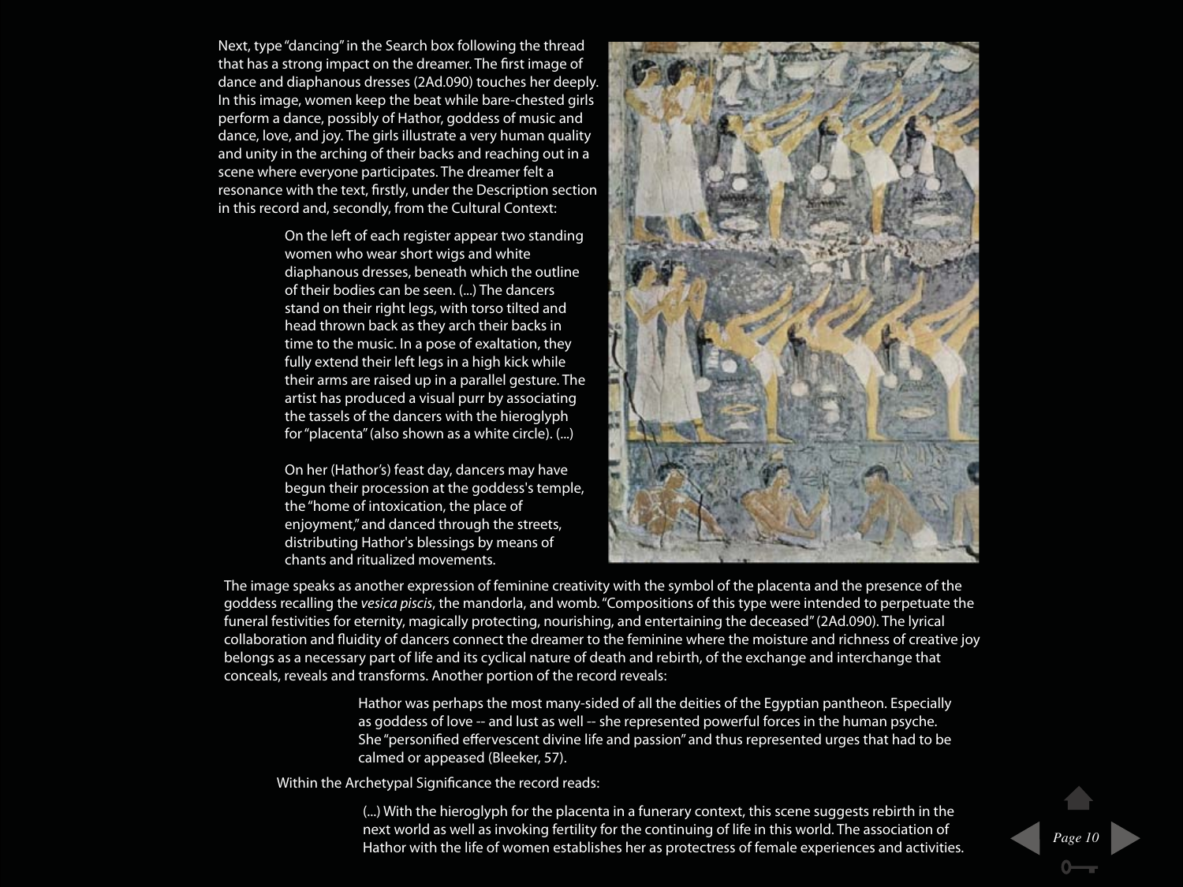Next, type "dancing" in the Search box following the thread that has a strong impact on the dreamer. The first image of dance and diaphanous dresses (2Ad.090) touches her deeply. In this image, women keep the beat while bare-chested girls perform a dance, possibly of Hathor, goddess of music and dance, love, and joy. The girls illustrate a very human quality and unity in the arching of their backs and reaching out in a scene where everyone participates. The dreamer felt a resonance with the text, firstly, under the Description section in this record and, secondly, from the Cultural Context:

> On the left of each register appear two standing women who wear short wigs and white diaphanous dresses, beneath which the outline of their bodies can be seen. (...) The dancers stand on their right legs, with torso tilted and head thrown back as they arch their backs in time to the music. In a pose of exaltation, they fully extend their left legs in a high kick while their arms are raised up in a parallel gesture. The artist has produced a visual purr by associating the tassels of the dancers with the hieroglyph for "placenta" (also shown as a white circle). (...)
>
> On her (Hathor's) feast day, dancers may have begun their procession at the goddess's temple, the "home of intoxication, the place of enjoyment," and danced through the streets, distributing Hathor's blessings by means of chants and ritualized movements.

The image speaks as another expression of feminine creativity with the symbol of the placenta and the presence of the goddess recalling the *vesica piscis*, the mandorla, and womb. "Compositions of this type were intended to perpetuate the funeral festivities for eternity, magically protecting, nourishing, and entertaining the deceased" (2Ad.090). The lyrical collaboration and fluidity of dancers connect the dreamer to the feminine where the moisture and richness of creative joy belongs as a necessary part of life and its cyclical nature of death and rebirth, of the exchange and interchange that conceals, reveals and transforms. Another portion of the record reveals:

> Hathor was perhaps the most many-sided of all the deities of the Egyptian pantheon. Especially as goddess of love -- and lust as well -- she represented powerful forces in the human psyche. She "personified effervescent divine life and passion" and thus represented urges that had to be calmed or appeased (Bleeker, 57).

Within the Archetypal Significance the record reads:

> (...) With the hieroglyph for the placenta in a funerary context, this scene suggests rebirth in the next world as well as invoking fertility for the continuing of life in this world. The association of Hathor with the life of women establishes her as protectress of female experiences and activities.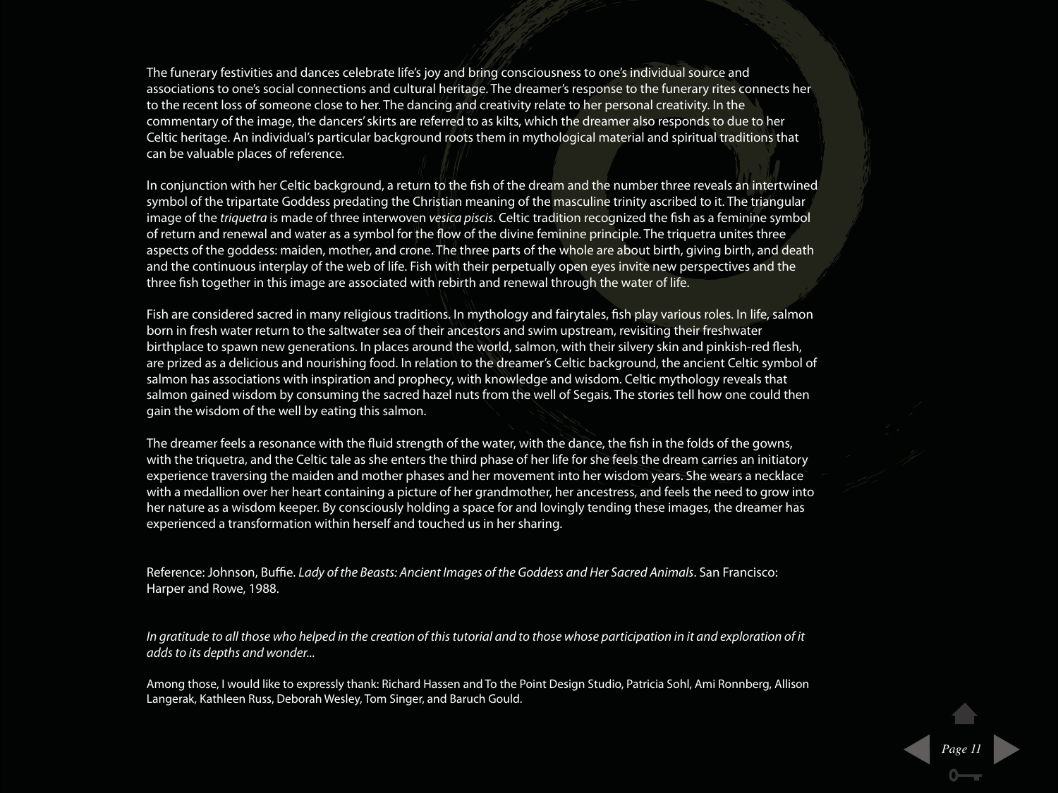The funerary festivities and dances celebrate life's joy and bring consciousness to one's individual source and associations to one's social connections and cultural heritage. The dreamer's response to the funerary rites connects her to the recent loss of someone close to her. The dancing and creativity relate to her personal creativity. In the commentary of the image, the dancers' skirts are referred to as kilts, which the dreamer also responds to due to her Celtic heritage. An individual's particular background roots them in mythological material and spiritual traditions that can be valuable places of reference.

In conjunction with her Celtic background, a return to the fish of the dream and the number three reveals an intertwined symbol of the tripartate Goddess predating the Christian meaning of the masculine trinity ascribed to it. The triangular image of the *triquetra* is made of three interwoven *vesica piscis*. Celtic tradition recognized the fish as a feminine symbol of return and renewal and water as a symbol for the flow of the divine feminine principle. The triquetra unites three aspects of the goddess: maiden, mother, and crone. The three parts of the whole are about birth, giving birth, and death and the continuous interplay of the web of life. Fish with their perpetually open eyes invite new perspectives and the three fish together in this image are associated with rebirth and renewal through the water of life.

Fish are considered sacred in many religious traditions. In mythology and fairytales, fish play various roles. In life, salmon born in fresh water return to the saltwater sea of their ancestors and swim upstream, revisiting their freshwater birthplace to spawn new generations. In places around the world, salmon, with their silvery skin and pinkish-red flesh, are prized as a delicious and nourishing food. In relation to the dreamer's Celtic background, the ancient Celtic symbol of salmon has associations with inspiration and prophecy, with knowledge and wisdom. Celtic mythology reveals that salmon gained wisdom by consuming the sacred hazel nuts from the well of Segais. The stories tell how one could then gain the wisdom of the well by eating this salmon.

The dreamer feels a resonance with the fluid strength of the water, with the dance, the fish in the folds of the gowns, with the triquetra, and the Celtic tale as she enters the third phase of her life for she feels the dream carries an initiatory experience traversing the maiden and mother phases and her movement into her wisdom years. She wears a necklace with a medallion over her heart containing a picture of her grandmother, her ancestress, and feels the need to grow into her nature as a wisdom keeper. By consciously holding a space for and lovingly tending these images, the dreamer has experienced a transformation within herself and touched us in her sharing.

Reference: Johnson, Buffie. *Lady of the Beasts: Ancient Images of the Goddess and Her Sacred Animals*. San Francisco: Harper and Rowe, 1988.

*In gratitude to all those who helped in the creation of this tutorial and to those whose participation in it and exploration of it adds to its depths and wonder...*

Among those, I would like to expressly thank: Richard Hassen and To the Point Design Studio, Patricia Sohl, Ami Ronnberg, Allison Langerak, Kathleen Russ, Deborah Wesley, Tom Singer, and Baruch Gould.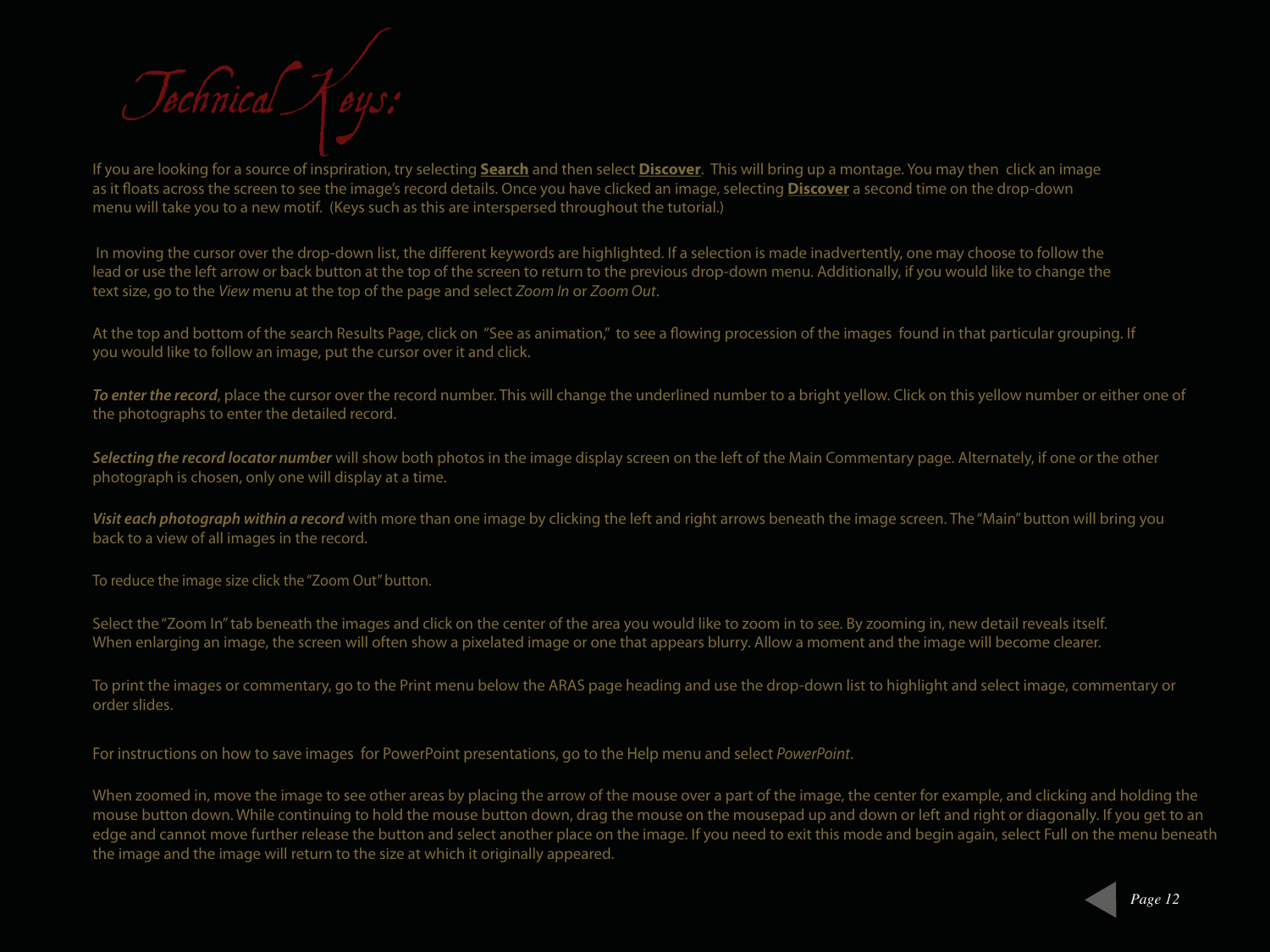# Technical Keys:

If you are looking for a source of inspiration, try selecting **Search** and then select **Discover**. This will bring up a montage. You may then click an image as it floats across the screen to see the image's record details. Once you have clicked an image, selecting **Discover** a second time on the drop-down menu will take you to a new motif. (Keys such as this are interspersed throughout the tutorial.)

In moving the cursor over the drop-down list, the different keywords are highlighted. If a selection is made inadvertently, one may choose to follow the lead or use the left arrow or back button at the top of the screen to return to the previous drop-down menu. Additionally, if you would like to change the text size, go to the *View* menu at the top of the page and select *Zoom In* or *Zoom Out*.

At the top and bottom of the search Results Page, click on "See as animation," to see a flowing procession of the images found in that particular grouping. If you would like to follow an image, put the cursor over it and click.

***To enter the record***, place the cursor over the record number. This will change the underlined number to a bright yellow. Click on this yellow number or either one of the photographs to enter the detailed record.

***Selecting the record locator number*** will show both photos in the image display screen on the left of the Main Commentary page. Alternately, if one or the other photograph is chosen, only one will display at a time.

***Visit each photograph within a record*** with more than one image by clicking the left and right arrows beneath the image screen. The "Main" button will bring you back to a view of all images in the record.

To reduce the image size click the "Zoom Out" button.

Select the "Zoom In" tab beneath the images and click on the center of the area you would like to zoom in to see. By zooming in, new detail reveals itself. When enlarging an image, the screen will often show a pixelated image or one that appears blurry. Allow a moment and the image will become clearer.

To print the images or commentary, go to the Print menu below the ARAS page heading and use the drop-down list to highlight and select image, commentary or order slides.

For instructions on how to save images for PowerPoint presentations, go to the Help menu and select *PowerPoint*.

When zoomed in, move the image to see other areas by placing the arrow of the mouse over a part of the image, the center for example, and clicking and holding the mouse button down. While continuing to hold the mouse button down, drag the mouse on the mousepad up and down or left and right or diagonally. If you get to an edge and cannot move further release the button and select another place on the image. If you need to exit this mode and begin again, select Full on the menu beneath the image and the image will return to the size at which it originally appeared.